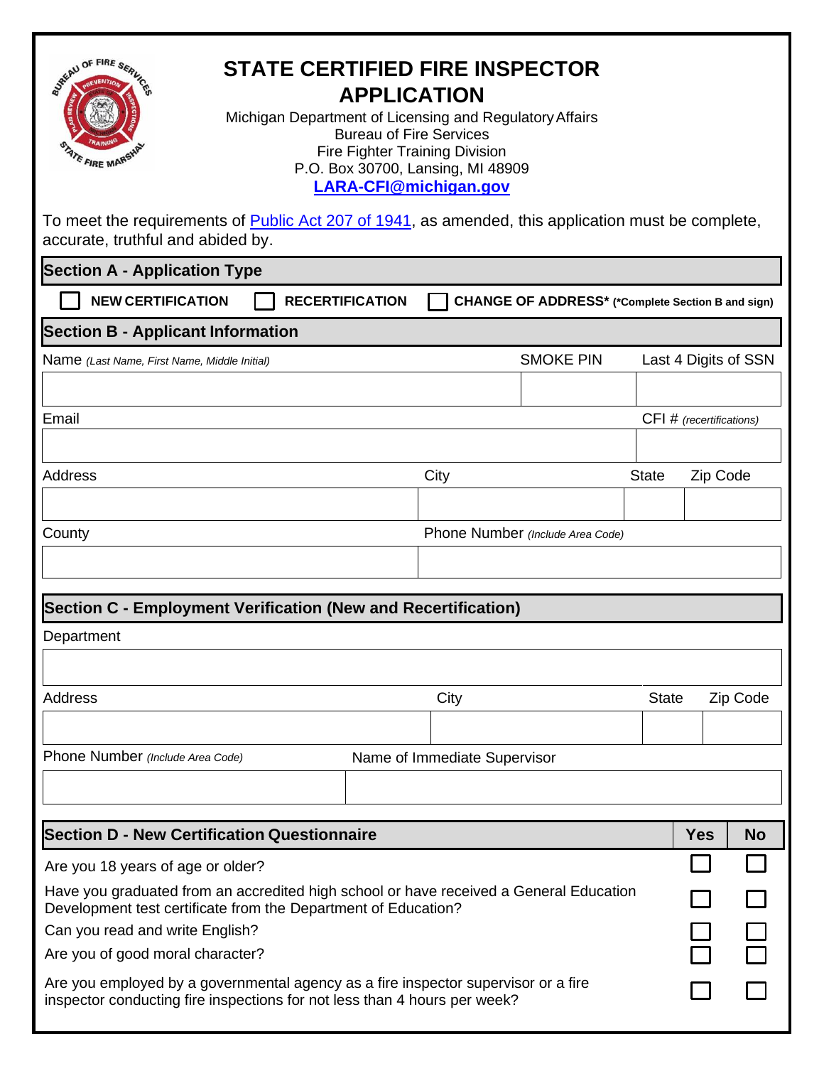# STATE CERTIFIED FIRE INSPECTOR APPLICATION

Michigan Department of Licensing and Regulatory Affairs
Bureau of Fire Services
Fire Fighter Training Division
P.O. Box 30700, Lansing, MI 48909
**LARA-CFI@michigan.gov**

To meet the requirements of Public Act 207 of 1941, as amended, this application must be complete, accurate, truthful and abided by.

## Section A - Application Type

☐ **NEW CERTIFICATION** ☐ **RECERTIFICATION** ☐ **CHANGE OF ADDRESS*** **(*Complete Section B and sign)**

## Section B - Applicant Information

| Name *(Last Name, First Name, Middle Initial)* | SMOKE PIN | Last 4 Digits of SSN |
|---|---|---|
| | | |

| Email | CFI # *(recertifications)* |
|---|---|
| | |

| Address | City | State | Zip Code |
|---|---|---|---|
| | | | |

| County | Phone Number *(Include Area Code)* |
|---|---|
| | |

## Section C - Employment Verification (New and Recertification)

| Department |
|---|
| |

| Address | City | State | Zip Code |
|---|---|---|---|
| | | | |

| Phone Number *(Include Area Code)* | Name of Immediate Supervisor |
|---|---|
| | |

## Section D - New Certification Questionnaire

| Section D - New Certification Questionnaire | Yes | No |
|---|---|---|
| Are you 18 years of age or older? | ☐ | ☐ |
| Have you graduated from an accredited high school or have received a General Education Development test certificate from the Department of Education? | ☐ | ☐ |
| Can you read and write English? | ☐ | ☐ |
| Are you of good moral character? | ☐ | ☐ |
| Are you employed by a governmental agency as a fire inspector supervisor or a fire inspector conducting fire inspections for not less than 4 hours per week? | ☐ | ☐ |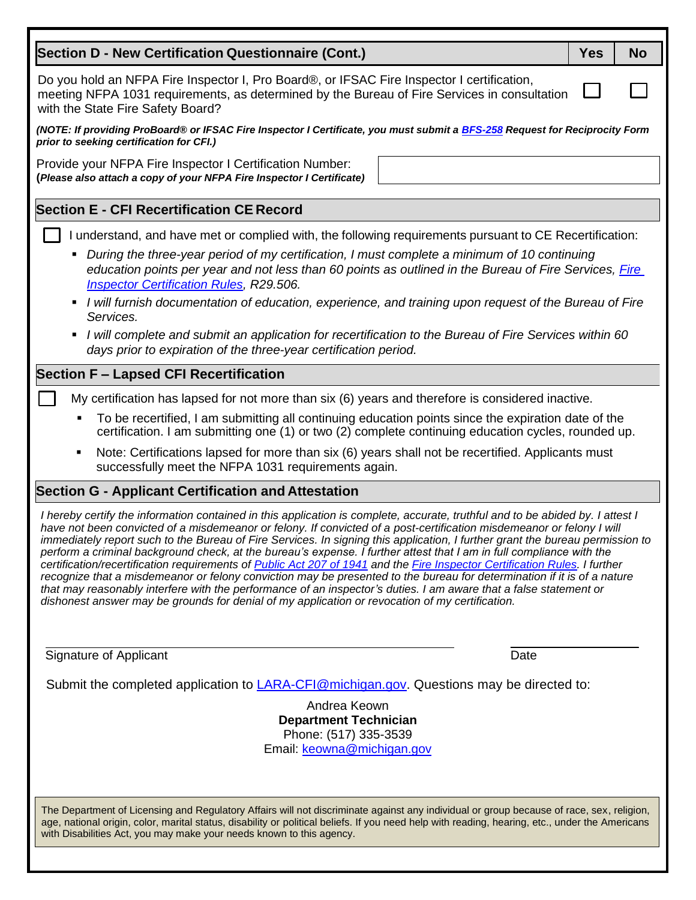| Section D - New Certification Questionnaire (Cont.) | Yes | No |
|---|---|---|
| Do you hold an NFPA Fire Inspector I, Pro Board®, or IFSAC Fire Inspector I certification, meeting NFPA 1031 requirements, as determined by the Bureau of Fire Services in consultation with the State Fire Safety Board? | ☐ | ☐ |

***(NOTE: If providing ProBoard® or IFSAC Fire Inspector I Certificate, you must submit a BFS-258 Request for Reciprocity Form prior to seeking certification for CFI.)***

Provide your NFPA Fire Inspector I Certification Number:
**(*Please also attach a copy of your NFPA Fire Inspector I Certificate*)**

## Section E - CFI Recertification CE Record

☐ I understand, and have met or complied with, the following requirements pursuant to CE Recertification:

- *During the three-year period of my certification, I must complete a minimum of 10 continuing education points per year and not less than 60 points as outlined in the Bureau of Fire Services, Fire Inspector Certification Rules, R29.506.*
- *I will furnish documentation of education, experience, and training upon request of the Bureau of Fire Services.*
- *I will complete and submit an application for recertification to the Bureau of Fire Services within 60 days prior to expiration of the three-year certification period.*

## Section F – Lapsed CFI Recertification

☐ My certification has lapsed for not more than six (6) years and therefore is considered inactive.

- To be recertified, I am submitting all continuing education points since the expiration date of the certification. I am submitting one (1) or two (2) complete continuing education cycles, rounded up.
- Note: Certifications lapsed for more than six (6) years shall not be recertified. Applicants must successfully meet the NFPA 1031 requirements again.

## Section G - Applicant Certification and Attestation

*I hereby certify the information contained in this application is complete, accurate, truthful and to be abided by. I attest I have not been convicted of a misdemeanor or felony. If convicted of a post-certification misdemeanor or felony I will immediately report such to the Bureau of Fire Services. In signing this application, I further grant the bureau permission to perform a criminal background check, at the bureau's expense. I further attest that I am in full compliance with the certification/recertification requirements of Public Act 207 of 1941 and the Fire Inspector Certification Rules. I further recognize that a misdemeanor or felony conviction may be presented to the bureau for determination if it is of a nature that may reasonably interfere with the performance of an inspector's duties. I am aware that a false statement or dishonest answer may be grounds for denial of my application or revocation of my certification.*

Signature of Applicant ______________________ Date ____________

Submit the completed application to LARA-CFI@michigan.gov. Questions may be directed to:

Andrea Keown
**Department Technician**
Phone: (517) 335-3539
Email: keowna@michigan.gov

The Department of Licensing and Regulatory Affairs will not discriminate against any individual or group because of race, sex, religion, age, national origin, color, marital status, disability or political beliefs. If you need help with reading, hearing, etc., under the Americans with Disabilities Act, you may make your needs known to this agency.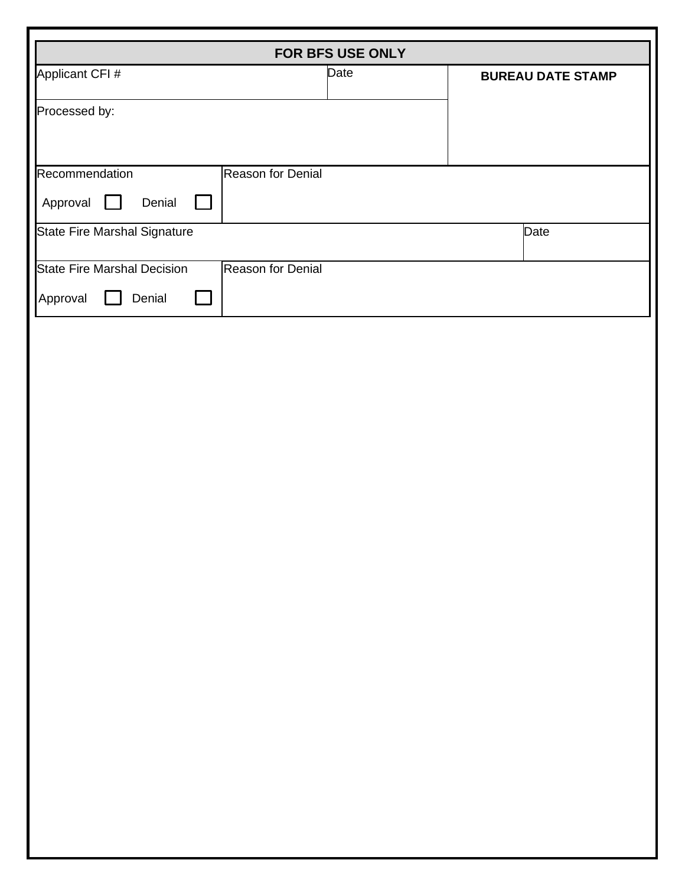## FOR BFS USE ONLY

| | | |
|---|---|---|
| Applicant CFI # | Date | **BUREAU DATE STAMP** |
| Processed by: | | |

| | |
|---|---|
| Recommendation<br>Approval ☐ Denial ☐ | Reason for Denial |

| | |
|---|---|
| State Fire Marshal Signature | Date |

| | |
|---|---|
| State Fire Marshal Decision<br>Approval ☐ Denial ☐ | Reason for Denial |